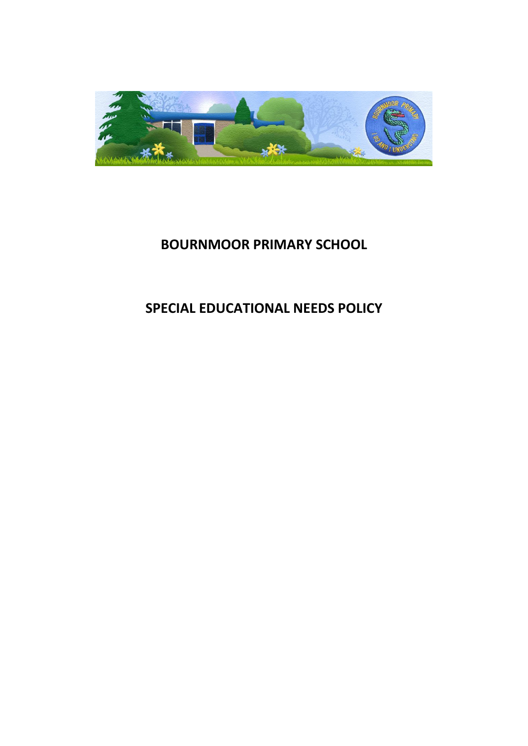# BOURNMOOR PRIMARY SCHOOL

## SPECIAL EDUCATIONAL NEEDS POLICY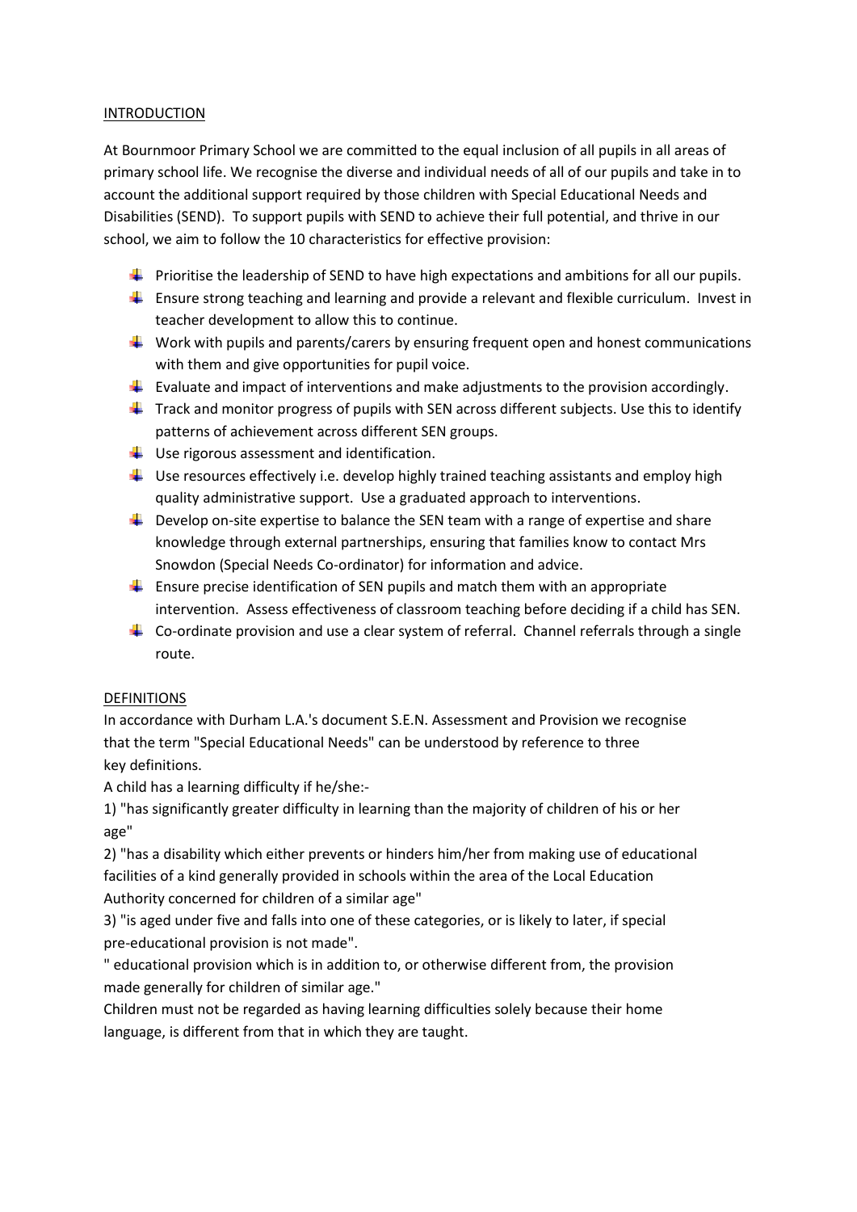## INTRODUCTION

At Bournmoor Primary School we are committed to the equal inclusion of all pupils in all areas of primary school life. We recognise the diverse and individual needs of all of our pupils and take in to account the additional support required by those children with Special Educational Needs and Disabilities (SEND). To support pupils with SEND to achieve their full potential, and thrive in our school, we aim to follow the 10 characteristics for effective provision:

- Prioritise the leadership of SEND to have high expectations and ambitions for all our pupils.
- Ensure strong teaching and learning and provide a relevant and flexible curriculum. Invest in teacher development to allow this to continue.
- Work with pupils and parents/carers by ensuring frequent open and honest communications with them and give opportunities for pupil voice.
- Evaluate and impact of interventions and make adjustments to the provision accordingly.
- Track and monitor progress of pupils with SEN across different subjects. Use this to identify patterns of achievement across different SEN groups.
- Use rigorous assessment and identification.
- Use resources effectively i.e. develop highly trained teaching assistants and employ high quality administrative support. Use a graduated approach to interventions.
- Develop on-site expertise to balance the SEN team with a range of expertise and share knowledge through external partnerships, ensuring that families know to contact Mrs Snowdon (Special Needs Co-ordinator) for information and advice.
- Ensure precise identification of SEN pupils and match them with an appropriate intervention. Assess effectiveness of classroom teaching before deciding if a child has SEN.
- Co-ordinate provision and use a clear system of referral. Channel referrals through a single route.

## DEFINITIONS

In accordance with Durham L.A.'s document S.E.N. Assessment and Provision we recognise that the term "Special Educational Needs" can be understood by reference to three key definitions.

A child has a learning difficulty if he/she:-

1) "has significantly greater difficulty in learning than the majority of children of his or her age"

2) "has a disability which either prevents or hinders him/her from making use of educational facilities of a kind generally provided in schools within the area of the Local Education Authority concerned for children of a similar age"

3) "is aged under five and falls into one of these categories, or is likely to later, if special pre-educational provision is not made".

" educational provision which is in addition to, or otherwise different from, the provision made generally for children of similar age."

Children must not be regarded as having learning difficulties solely because their home language, is different from that in which they are taught.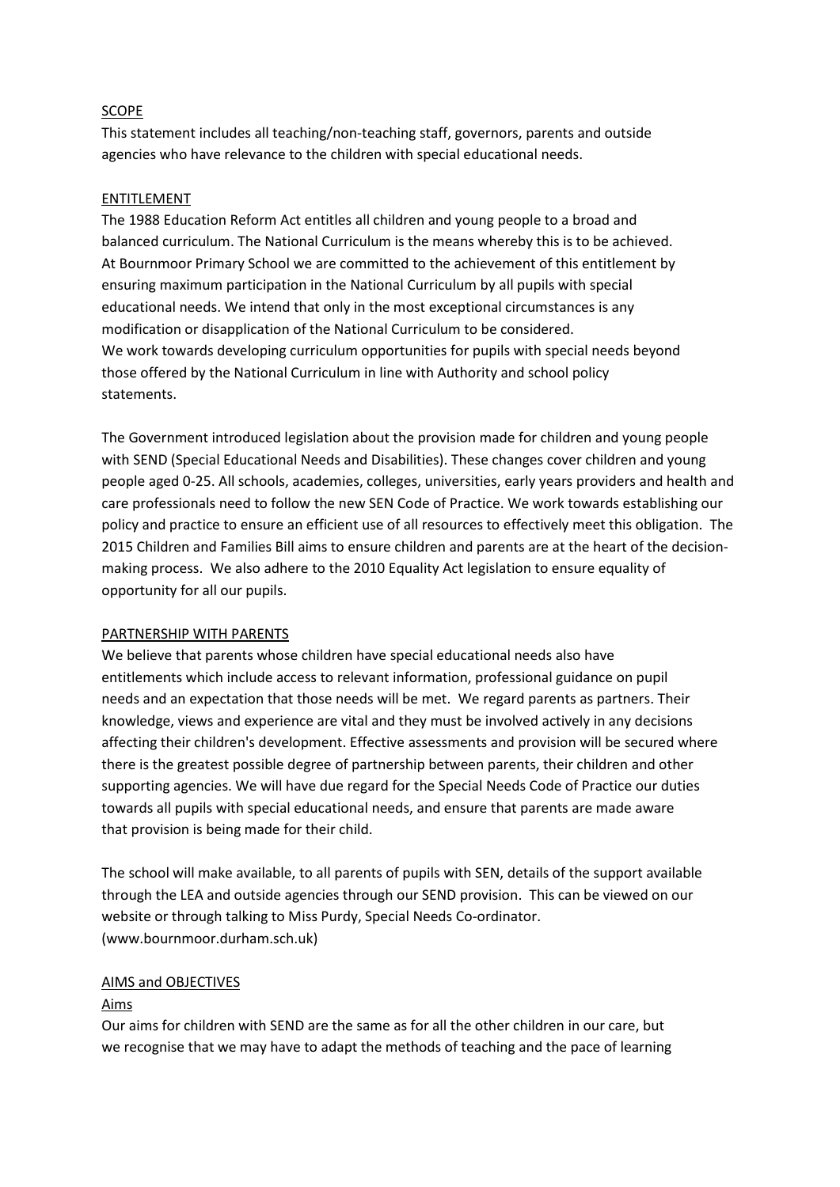## SCOPE

This statement includes all teaching/non-teaching staff, governors, parents and outside agencies who have relevance to the children with special educational needs.

## ENTITLEMENT

The 1988 Education Reform Act entitles all children and young people to a broad and balanced curriculum. The National Curriculum is the means whereby this is to be achieved. At Bournmoor Primary School we are committed to the achievement of this entitlement by ensuring maximum participation in the National Curriculum by all pupils with special educational needs. We intend that only in the most exceptional circumstances is any modification or disapplication of the National Curriculum to be considered.
We work towards developing curriculum opportunities for pupils with special needs beyond those offered by the National Curriculum in line with Authority and school policy statements.

The Government introduced legislation about the provision made for children and young people with SEND (Special Educational Needs and Disabilities). These changes cover children and young people aged 0-25. All schools, academies, colleges, universities, early years providers and health and care professionals need to follow the new SEN Code of Practice. We work towards establishing our policy and practice to ensure an efficient use of all resources to effectively meet this obligation. The 2015 Children and Families Bill aims to ensure children and parents are at the heart of the decision-making process. We also adhere to the 2010 Equality Act legislation to ensure equality of opportunity for all our pupils.

## PARTNERSHIP WITH PARENTS

We believe that parents whose children have special educational needs also have entitlements which include access to relevant information, professional guidance on pupil needs and an expectation that those needs will be met. We regard parents as partners. Their knowledge, views and experience are vital and they must be involved actively in any decisions affecting their children's development. Effective assessments and provision will be secured where there is the greatest possible degree of partnership between parents, their children and other supporting agencies. We will have due regard for the Special Needs Code of Practice our duties towards all pupils with special educational needs, and ensure that parents are made aware that provision is being made for their child.

The school will make available, to all parents of pupils with SEN, details of the support available through the LEA and outside agencies through our SEND provision. This can be viewed on our website or through talking to Miss Purdy, Special Needs Co-ordinator. (www.bournmoor.durham.sch.uk)

## AIMS and OBJECTIVES

### Aims

Our aims for children with SEND are the same as for all the other children in our care, but we recognise that we may have to adapt the methods of teaching and the pace of learning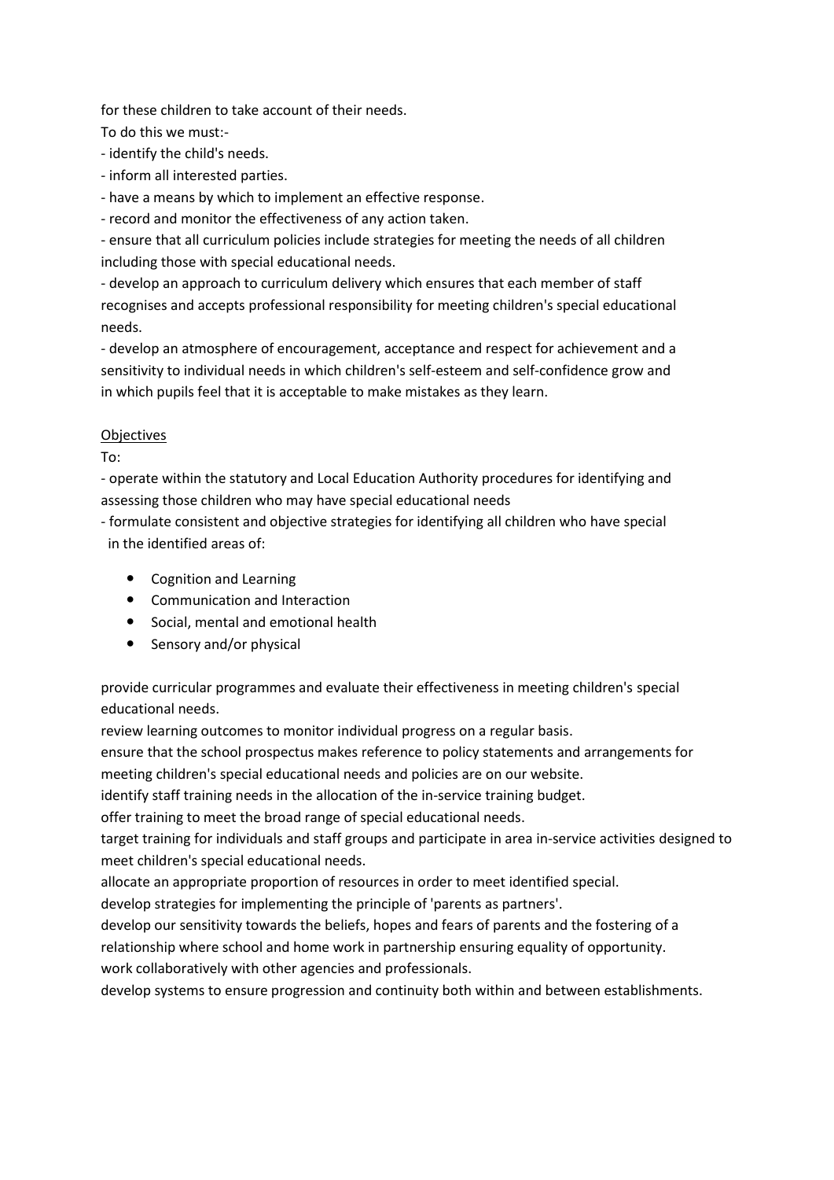for these children to take account of their needs.

To do this we must:-

- identify the child's needs.
- inform all interested parties.
- have a means by which to implement an effective response.
- record and monitor the effectiveness of any action taken.
- ensure that all curriculum policies include strategies for meeting the needs of all children including those with special educational needs.
- develop an approach to curriculum delivery which ensures that each member of staff recognises and accepts professional responsibility for meeting children's special educational needs.
- develop an atmosphere of encouragement, acceptance and respect for achievement and a sensitivity to individual needs in which children's self-esteem and self-confidence grow and in which pupils feel that it is acceptable to make mistakes as they learn.

<u>Objectives</u>

To:

- operate within the statutory and Local Education Authority procedures for identifying and assessing those children who may have special educational needs
- formulate consistent and objective strategies for identifying all children who have special in the identified areas of:

  - Cognition and Learning
  - Communication and Interaction
  - Social, mental and emotional health
  - Sensory and/or physical

provide curricular programmes and evaluate their effectiveness in meeting children's special educational needs.

review learning outcomes to monitor individual progress on a regular basis.

ensure that the school prospectus makes reference to policy statements and arrangements for meeting children's special educational needs and policies are on our website.

identify staff training needs in the allocation of the in-service training budget.

offer training to meet the broad range of special educational needs.

target training for individuals and staff groups and participate in area in-service activities designed to meet children's special educational needs.

allocate an appropriate proportion of resources in order to meet identified special.

develop strategies for implementing the principle of 'parents as partners'.

develop our sensitivity towards the beliefs, hopes and fears of parents and the fostering of a relationship where school and home work in partnership ensuring equality of opportunity.

work collaboratively with other agencies and professionals.

develop systems to ensure progression and continuity both within and between establishments.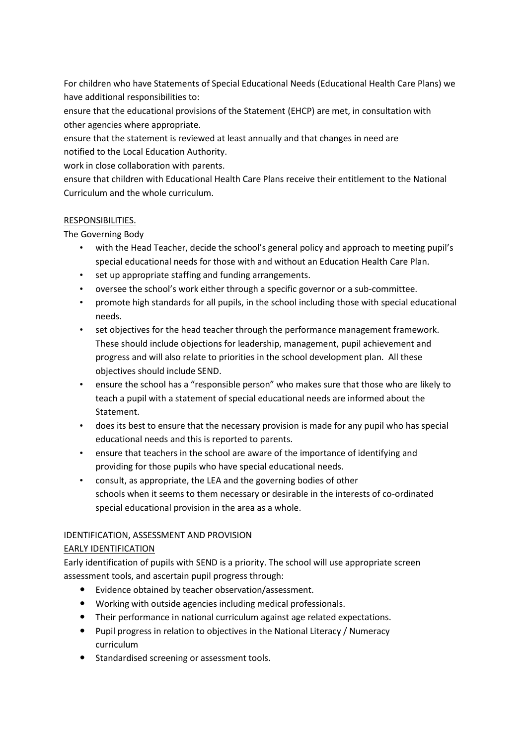For children who have Statements of Special Educational Needs (Educational Health Care Plans) we have additional responsibilities to:

ensure that the educational provisions of the Statement (EHCP) are met, in consultation with other agencies where appropriate.

ensure that the statement is reviewed at least annually and that changes in need are notified to the Local Education Authority.

work in close collaboration with parents.

ensure that children with Educational Health Care Plans receive their entitlement to the National Curriculum and the whole curriculum.

<u>RESPONSIBILITIES.</u>

The Governing Body

- with the Head Teacher, decide the school's general policy and approach to meeting pupil's special educational needs for those with and without an Education Health Care Plan.
- set up appropriate staffing and funding arrangements.
- oversee the school's work either through a specific governor or a sub-committee.
- promote high standards for all pupils, in the school including those with special educational needs.
- set objectives for the head teacher through the performance management framework. These should include objections for leadership, management, pupil achievement and progress and will also relate to priorities in the school development plan. All these objectives should include SEND.
- ensure the school has a "responsible person" who makes sure that those who are likely to teach a pupil with a statement of special educational needs are informed about the Statement.
- does its best to ensure that the necessary provision is made for any pupil who has special educational needs and this is reported to parents.
- ensure that teachers in the school are aware of the importance of identifying and providing for those pupils who have special educational needs.
- consult, as appropriate, the LEA and the governing bodies of other schools when it seems to them necessary or desirable in the interests of co-ordinated special educational provision in the area as a whole.

IDENTIFICATION, ASSESSMENT AND PROVISION

<u>EARLY IDENTIFICATION</u>

Early identification of pupils with SEND is a priority. The school will use appropriate screen assessment tools, and ascertain pupil progress through:

- Evidence obtained by teacher observation/assessment.
- Working with outside agencies including medical professionals.
- Their performance in national curriculum against age related expectations.
- Pupil progress in relation to objectives in the National Literacy / Numeracy curriculum
- Standardised screening or assessment tools.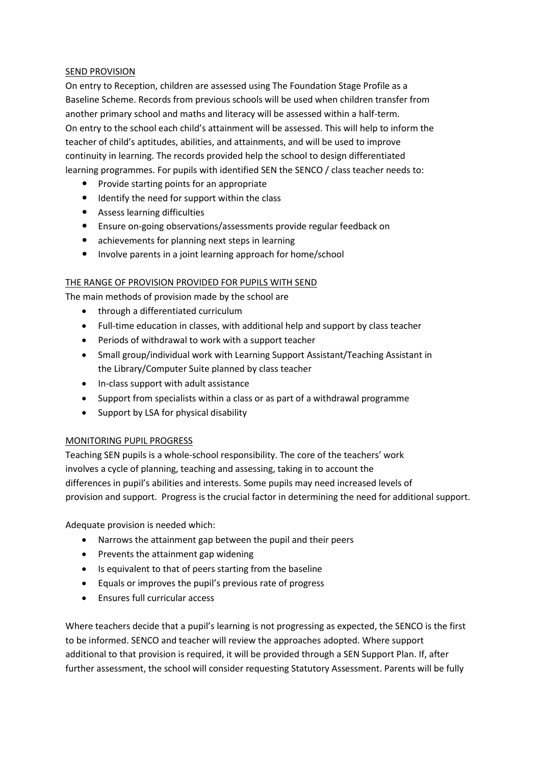## SEND PROVISION

On entry to Reception, children are assessed using The Foundation Stage Profile as a Baseline Scheme. Records from previous schools will be used when children transfer from another primary school and maths and literacy will be assessed within a half-term. On entry to the school each child's attainment will be assessed. This will help to inform the teacher of child's aptitudes, abilities, and attainments, and will be used to improve continuity in learning. The records provided help the school to design differentiated learning programmes. For pupils with identified SEN the SENCO / class teacher needs to:

- Provide starting points for an appropriate
- Identify the need for support within the class
- Assess learning difficulties
- Ensure on-going observations/assessments provide regular feedback on
- achievements for planning next steps in learning
- Involve parents in a joint learning approach for home/school

## THE RANGE OF PROVISION PROVIDED FOR PUPILS WITH SEND

The main methods of provision made by the school are

- through a differentiated curriculum
- Full-time education in classes, with additional help and support by class teacher
- Periods of withdrawal to work with a support teacher
- Small group/individual work with Learning Support Assistant/Teaching Assistant in the Library/Computer Suite planned by class teacher
- In-class support with adult assistance
- Support from specialists within a class or as part of a withdrawal programme
- Support by LSA for physical disability

## MONITORING PUPIL PROGRESS

Teaching SEN pupils is a whole-school responsibility. The core of the teachers' work involves a cycle of planning, teaching and assessing, taking in to account the differences in pupil's abilities and interests. Some pupils may need increased levels of provision and support. Progress is the crucial factor in determining the need for additional support.

Adequate provision is needed which:

- Narrows the attainment gap between the pupil and their peers
- Prevents the attainment gap widening
- Is equivalent to that of peers starting from the baseline
- Equals or improves the pupil's previous rate of progress
- Ensures full curricular access

Where teachers decide that a pupil's learning is not progressing as expected, the SENCO is the first to be informed. SENCO and teacher will review the approaches adopted. Where support additional to that provision is required, it will be provided through a SEN Support Plan. If, after further assessment, the school will consider requesting Statutory Assessment. Parents will be fully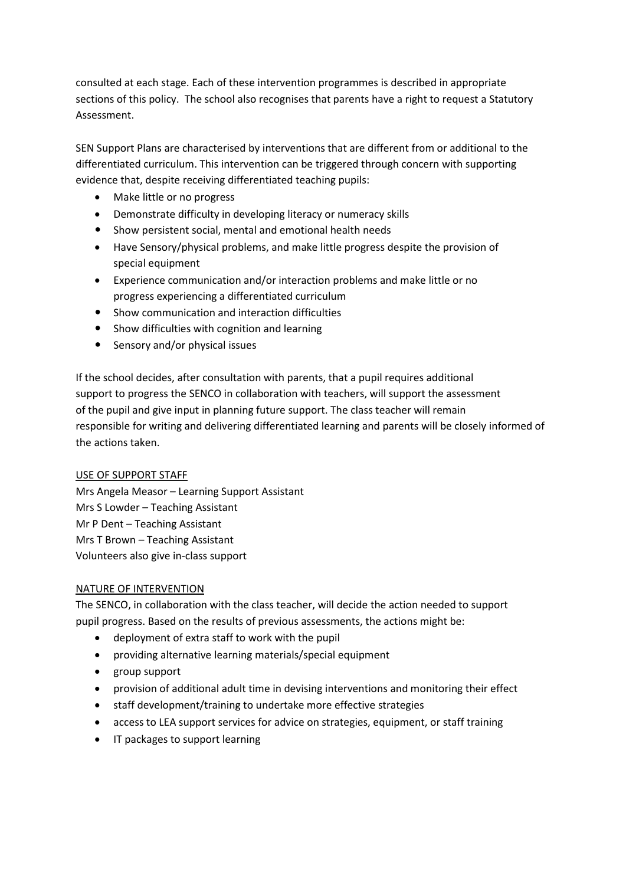consulted at each stage. Each of these intervention programmes is described in appropriate sections of this policy. The school also recognises that parents have a right to request a Statutory Assessment.

SEN Support Plans are characterised by interventions that are different from or additional to the differentiated curriculum. This intervention can be triggered through concern with supporting evidence that, despite receiving differentiated teaching pupils:

- Make little or no progress
- Demonstrate difficulty in developing literacy or numeracy skills
- Show persistent social, mental and emotional health needs
- Have Sensory/physical problems, and make little progress despite the provision of special equipment
- Experience communication and/or interaction problems and make little or no progress experiencing a differentiated curriculum
- Show communication and interaction difficulties
- Show difficulties with cognition and learning
- Sensory and/or physical issues

If the school decides, after consultation with parents, that a pupil requires additional support to progress the SENCO in collaboration with teachers, will support the assessment of the pupil and give input in planning future support. The class teacher will remain responsible for writing and delivering differentiated learning and parents will be closely informed of the actions taken.

<u>USE OF SUPPORT STAFF</u>

Mrs Angela Measor – Learning Support Assistant
Mrs S Lowder – Teaching Assistant
Mr P Dent – Teaching Assistant
Mrs T Brown – Teaching Assistant
Volunteers also give in-class support

<u>NATURE OF INTERVENTION</u>

The SENCO, in collaboration with the class teacher, will decide the action needed to support pupil progress. Based on the results of previous assessments, the actions might be:

- deployment of extra staff to work with the pupil
- providing alternative learning materials/special equipment
- group support
- provision of additional adult time in devising interventions and monitoring their effect
- staff development/training to undertake more effective strategies
- access to LEA support services for advice on strategies, equipment, or staff training
- IT packages to support learning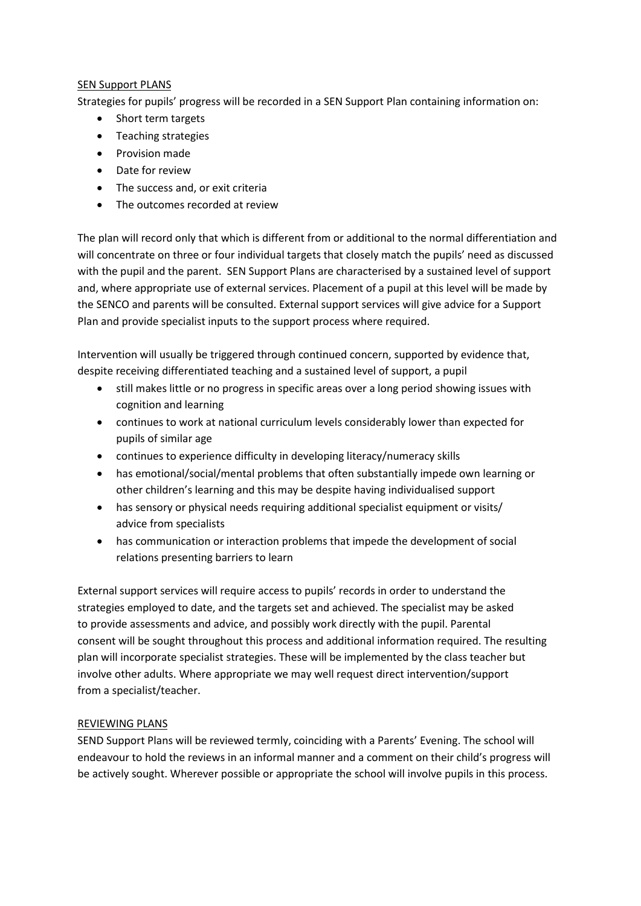## SEN Support PLANS

Strategies for pupils' progress will be recorded in a SEN Support Plan containing information on:

- Short term targets
- Teaching strategies
- Provision made
- Date for review
- The success and, or exit criteria
- The outcomes recorded at review

The plan will record only that which is different from or additional to the normal differentiation and will concentrate on three or four individual targets that closely match the pupils' need as discussed with the pupil and the parent. SEN Support Plans are characterised by a sustained level of support and, where appropriate use of external services. Placement of a pupil at this level will be made by the SENCO and parents will be consulted. External support services will give advice for a Support Plan and provide specialist inputs to the support process where required.

Intervention will usually be triggered through continued concern, supported by evidence that, despite receiving differentiated teaching and a sustained level of support, a pupil

- still makes little or no progress in specific areas over a long period showing issues with cognition and learning
- continues to work at national curriculum levels considerably lower than expected for pupils of similar age
- continues to experience difficulty in developing literacy/numeracy skills
- has emotional/social/mental problems that often substantially impede own learning or other children's learning and this may be despite having individualised support
- has sensory or physical needs requiring additional specialist equipment or visits/ advice from specialists
- has communication or interaction problems that impede the development of social relations presenting barriers to learn

External support services will require access to pupils' records in order to understand the strategies employed to date, and the targets set and achieved. The specialist may be asked to provide assessments and advice, and possibly work directly with the pupil. Parental consent will be sought throughout this process and additional information required. The resulting plan will incorporate specialist strategies. These will be implemented by the class teacher but involve other adults. Where appropriate we may well request direct intervention/support from a specialist/teacher.

## REVIEWING PLANS

SEND Support Plans will be reviewed termly, coinciding with a Parents' Evening. The school will endeavour to hold the reviews in an informal manner and a comment on their child's progress will be actively sought. Wherever possible or appropriate the school will involve pupils in this process.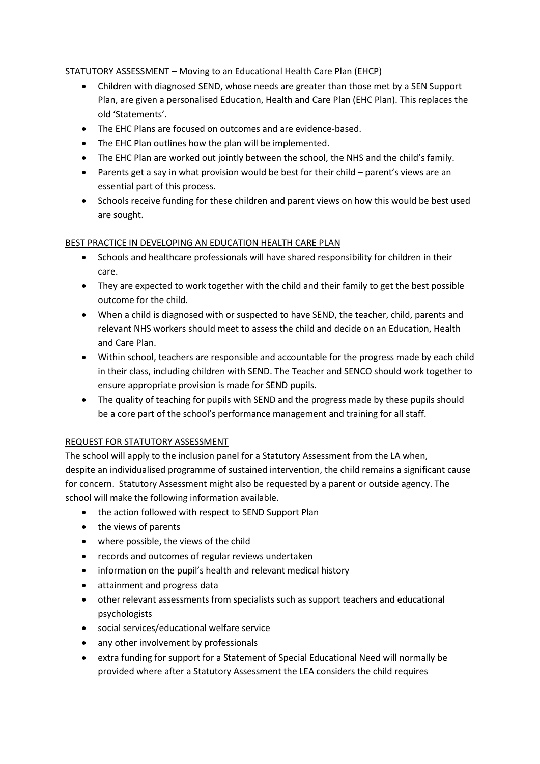## STATUTORY ASSESSMENT – Moving to an Educational Health Care Plan (EHCP)

- Children with diagnosed SEND, whose needs are greater than those met by a SEN Support Plan, are given a personalised Education, Health and Care Plan (EHC Plan). This replaces the old 'Statements'.
- The EHC Plans are focused on outcomes and are evidence-based.
- The EHC Plan outlines how the plan will be implemented.
- The EHC Plan are worked out jointly between the school, the NHS and the child's family.
- Parents get a say in what provision would be best for their child – parent's views are an essential part of this process.
- Schools receive funding for these children and parent views on how this would be best used are sought.

## BEST PRACTICE IN DEVELOPING AN EDUCATION HEALTH CARE PLAN

- Schools and healthcare professionals will have shared responsibility for children in their care.
- They are expected to work together with the child and their family to get the best possible outcome for the child.
- When a child is diagnosed with or suspected to have SEND, the teacher, child, parents and relevant NHS workers should meet to assess the child and decide on an Education, Health and Care Plan.
- Within school, teachers are responsible and accountable for the progress made by each child in their class, including children with SEND. The Teacher and SENCO should work together to ensure appropriate provision is made for SEND pupils.
- The quality of teaching for pupils with SEND and the progress made by these pupils should be a core part of the school's performance management and training for all staff.

## REQUEST FOR STATUTORY ASSESSMENT

The school will apply to the inclusion panel for a Statutory Assessment from the LA when, despite an individualised programme of sustained intervention, the child remains a significant cause for concern. Statutory Assessment might also be requested by a parent or outside agency. The school will make the following information available.

- the action followed with respect to SEND Support Plan
- the views of parents
- where possible, the views of the child
- records and outcomes of regular reviews undertaken
- information on the pupil's health and relevant medical history
- attainment and progress data
- other relevant assessments from specialists such as support teachers and educational psychologists
- social services/educational welfare service
- any other involvement by professionals
- extra funding for support for a Statement of Special Educational Need will normally be provided where after a Statutory Assessment the LEA considers the child requires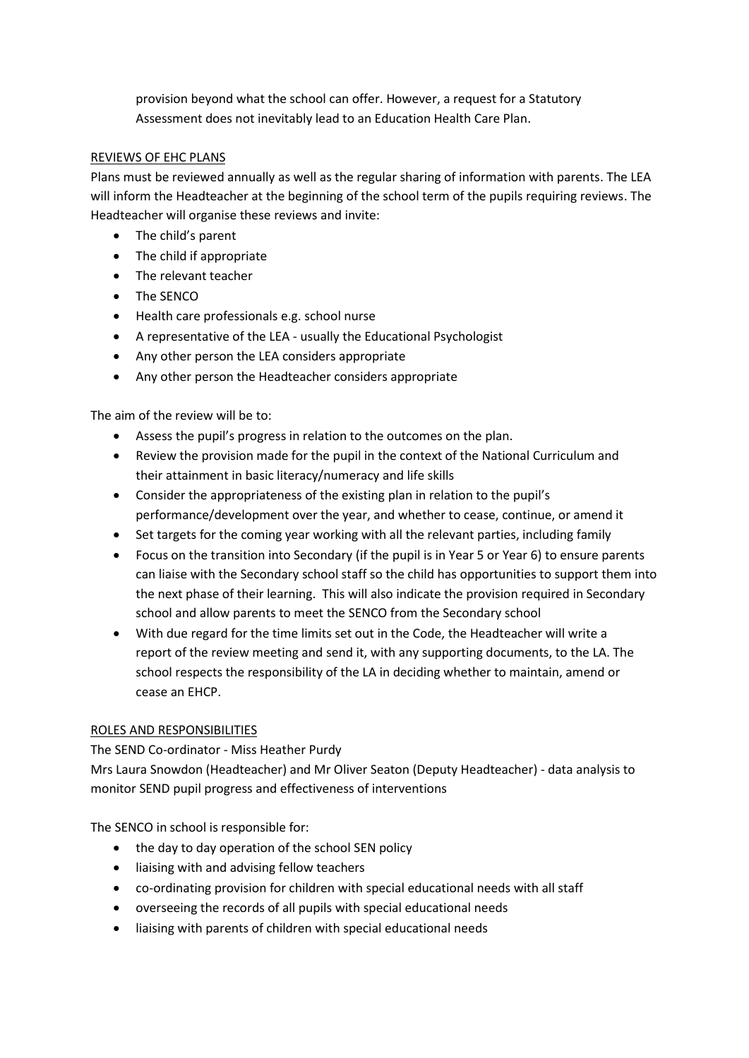provision beyond what the school can offer. However, a request for a Statutory Assessment does not inevitably lead to an Education Health Care Plan.

## REVIEWS OF EHC PLANS

Plans must be reviewed annually as well as the regular sharing of information with parents. The LEA will inform the Headteacher at the beginning of the school term of the pupils requiring reviews. The Headteacher will organise these reviews and invite:

- The child's parent
- The child if appropriate
- The relevant teacher
- The SENCO
- Health care professionals e.g. school nurse
- A representative of the LEA - usually the Educational Psychologist
- Any other person the LEA considers appropriate
- Any other person the Headteacher considers appropriate

The aim of the review will be to:

- Assess the pupil's progress in relation to the outcomes on the plan.
- Review the provision made for the pupil in the context of the National Curriculum and their attainment in basic literacy/numeracy and life skills
- Consider the appropriateness of the existing plan in relation to the pupil's performance/development over the year, and whether to cease, continue, or amend it
- Set targets for the coming year working with all the relevant parties, including family
- Focus on the transition into Secondary (if the pupil is in Year 5 or Year 6) to ensure parents can liaise with the Secondary school staff so the child has opportunities to support them into the next phase of their learning. This will also indicate the provision required in Secondary school and allow parents to meet the SENCO from the Secondary school
- With due regard for the time limits set out in the Code, the Headteacher will write a report of the review meeting and send it, with any supporting documents, to the LA. The school respects the responsibility of the LA in deciding whether to maintain, amend or cease an EHCP.

## ROLES AND RESPONSIBILITIES

The SEND Co-ordinator - Miss Heather Purdy

Mrs Laura Snowdon (Headteacher) and Mr Oliver Seaton (Deputy Headteacher) - data analysis to monitor SEND pupil progress and effectiveness of interventions

The SENCO in school is responsible for:

- the day to day operation of the school SEN policy
- liaising with and advising fellow teachers
- co-ordinating provision for children with special educational needs with all staff
- overseeing the records of all pupils with special educational needs
- liaising with parents of children with special educational needs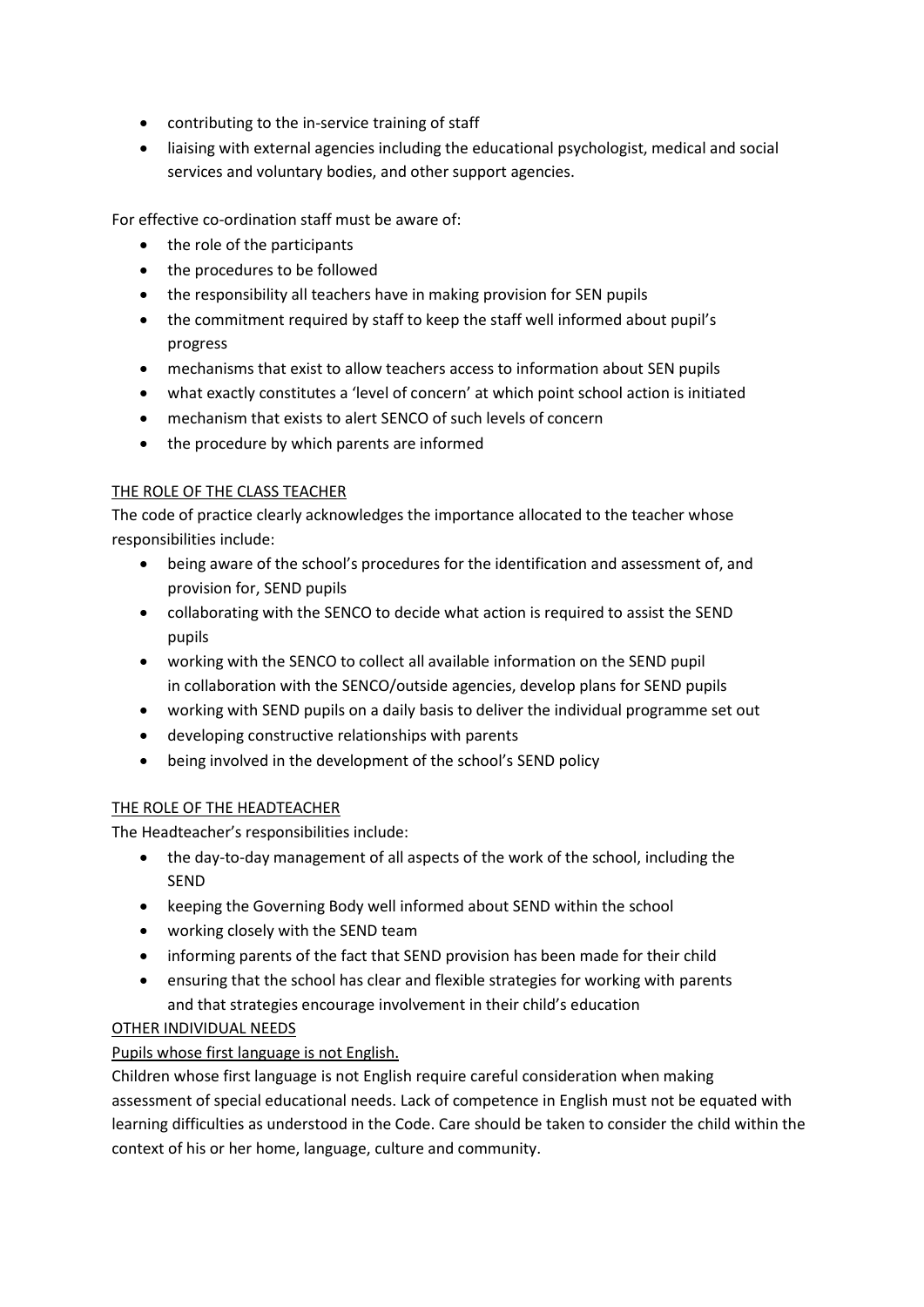- contributing to the in-service training of staff
- liaising with external agencies including the educational psychologist, medical and social services and voluntary bodies, and other support agencies.

For effective co-ordination staff must be aware of:

- the role of the participants
- the procedures to be followed
- the responsibility all teachers have in making provision for SEN pupils
- the commitment required by staff to keep the staff well informed about pupil's progress
- mechanisms that exist to allow teachers access to information about SEN pupils
- what exactly constitutes a 'level of concern' at which point school action is initiated
- mechanism that exists to alert SENCO of such levels of concern
- the procedure by which parents are informed

<u>THE ROLE OF THE CLASS TEACHER</u>

The code of practice clearly acknowledges the importance allocated to the teacher whose responsibilities include:

- being aware of the school's procedures for the identification and assessment of, and provision for, SEND pupils
- collaborating with the SENCO to decide what action is required to assist the SEND pupils
- working with the SENCO to collect all available information on the SEND pupil in collaboration with the SENCO/outside agencies, develop plans for SEND pupils
- working with SEND pupils on a daily basis to deliver the individual programme set out
- developing constructive relationships with parents
- being involved in the development of the school's SEND policy

<u>THE ROLE OF THE HEADTEACHER</u>

The Headteacher's responsibilities include:

- the day-to-day management of all aspects of the work of the school, including the SEND
- keeping the Governing Body well informed about SEND within the school
- working closely with the SEND team
- informing parents of the fact that SEND provision has been made for their child
- ensuring that the school has clear and flexible strategies for working with parents and that strategies encourage involvement in their child's education

<u>OTHER INDIVIDUAL NEEDS</u>

<u>Pupils whose first language is not English.</u>

Children whose first language is not English require careful consideration when making assessment of special educational needs. Lack of competence in English must not be equated with learning difficulties as understood in the Code. Care should be taken to consider the child within the context of his or her home, language, culture and community.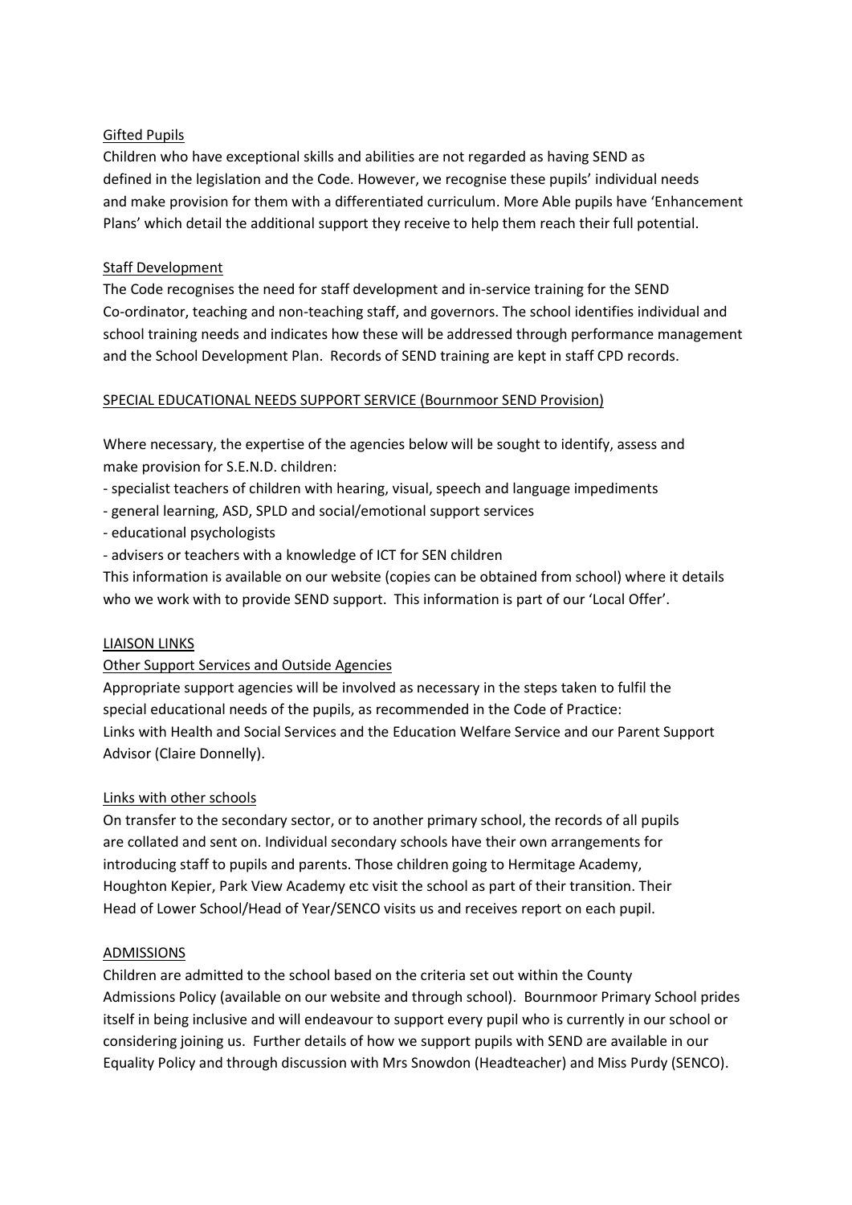<u>Gifted Pupils</u>

Children who have exceptional skills and abilities are not regarded as having SEND as defined in the legislation and the Code. However, we recognise these pupils' individual needs and make provision for them with a differentiated curriculum. More Able pupils have 'Enhancement Plans' which detail the additional support they receive to help them reach their full potential.

<u>Staff Development</u>

The Code recognises the need for staff development and in-service training for the SEND Co-ordinator, teaching and non-teaching staff, and governors. The school identifies individual and school training needs and indicates how these will be addressed through performance management and the School Development Plan. Records of SEND training are kept in staff CPD records.

<u>SPECIAL EDUCATIONAL NEEDS SUPPORT SERVICE (Bournmoor SEND Provision)</u>

Where necessary, the expertise of the agencies below will be sought to identify, assess and make provision for S.E.N.D. children:

- specialist teachers of children with hearing, visual, speech and language impediments
- general learning, ASD, SPLD and social/emotional support services
- educational psychologists
- advisers or teachers with a knowledge of ICT for SEN children

This information is available on our website (copies can be obtained from school) where it details who we work with to provide SEND support. This information is part of our 'Local Offer'.

<u>LIAISON LINKS</u>

<u>Other Support Services and Outside Agencies</u>

Appropriate support agencies will be involved as necessary in the steps taken to fulfil the special educational needs of the pupils, as recommended in the Code of Practice: Links with Health and Social Services and the Education Welfare Service and our Parent Support Advisor (Claire Donnelly).

<u>Links with other schools</u>

On transfer to the secondary sector, or to another primary school, the records of all pupils are collated and sent on. Individual secondary schools have their own arrangements for introducing staff to pupils and parents. Those children going to Hermitage Academy, Houghton Kepier, Park View Academy etc visit the school as part of their transition. Their Head of Lower School/Head of Year/SENCO visits us and receives report on each pupil.

<u>ADMISSIONS</u>

Children are admitted to the school based on the criteria set out within the County Admissions Policy (available on our website and through school). Bournmoor Primary School prides itself in being inclusive and will endeavour to support every pupil who is currently in our school or considering joining us. Further details of how we support pupils with SEND are available in our Equality Policy and through discussion with Mrs Snowdon (Headteacher) and Miss Purdy (SENCO).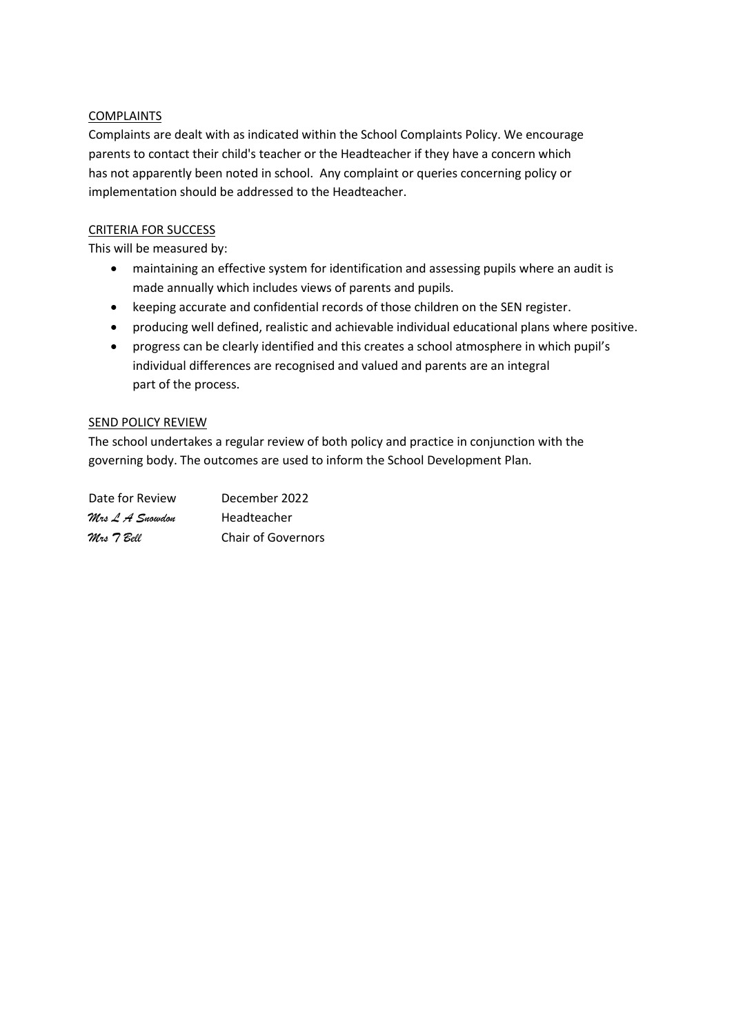<u>COMPLAINTS</u>

Complaints are dealt with as indicated within the School Complaints Policy. We encourage parents to contact their child's teacher or the Headteacher if they have a concern which has not apparently been noted in school. Any complaint or queries concerning policy or implementation should be addressed to the Headteacher.

<u>CRITERIA FOR SUCCESS</u>

This will be measured by:

- maintaining an effective system for identification and assessing pupils where an audit is made annually which includes views of parents and pupils.
- keeping accurate and confidential records of those children on the SEN register.
- producing well defined, realistic and achievable individual educational plans where positive.
- progress can be clearly identified and this creates a school atmosphere in which pupil's individual differences are recognised and valued and parents are an integral part of the process.

<u>SEND POLICY REVIEW</u>

The school undertakes a regular review of both policy and practice in conjunction with the governing body. The outcomes are used to inform the School Development Plan.

| | |
|---|---|
| Date for Review | December 2022 |
| *Mrs L A Snowdon* | Headteacher |
| *Mrs T Bell* | Chair of Governors |